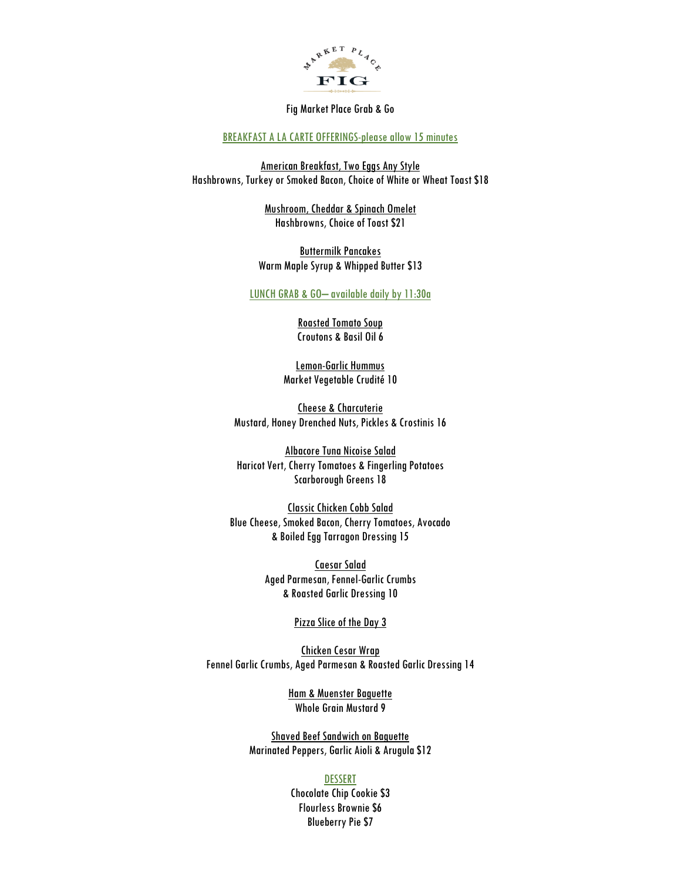# Fig Market Place Grab & Go

## BREAKFAST A LA CARTE OFFERINGS-please allow 15 minutes

American Breakfast, Two Eggs Any Style
Hashbrowns, Turkey or Smoked Bacon, Choice of White or Wheat Toast $18

Mushroom, Cheddar & Spinach Omelet
Hashbrowns, Choice of Toast $21

Buttermilk Pancakes
Warm Maple Syrup & Whipped Butter $13

## LUNCH GRAB & GO– available daily by 11:30a

Roasted Tomato Soup
Croutons & Basil Oil 6

Lemon-Garlic Hummus
Market Vegetable Crudité 10

Cheese & Charcuterie
Mustard, Honey Drenched Nuts, Pickles & Crostinis 16

Albacore Tuna Nicoise Salad
Haricot Vert, Cherry Tomatoes & Fingerling Potatoes
Scarborough Greens 18

Classic Chicken Cobb Salad
Blue Cheese, Smoked Bacon, Cherry Tomatoes, Avocado
& Boiled Egg Tarragon Dressing 15

Caesar Salad
Aged Parmesan, Fennel-Garlic Crumbs
& Roasted Garlic Dressing 10

Pizza Slice of the Day 3

Chicken Cesar Wrap
Fennel Garlic Crumbs, Aged Parmesan & Roasted Garlic Dressing 14

Ham & Muenster Baguette
Whole Grain Mustard 9

Shaved Beef Sandwich on Baguette
Marinated Peppers, Garlic Aioli & Arugula $12

## DESSERT

Chocolate Chip Cookie $3
Flourless Brownie $6
Blueberry Pie $7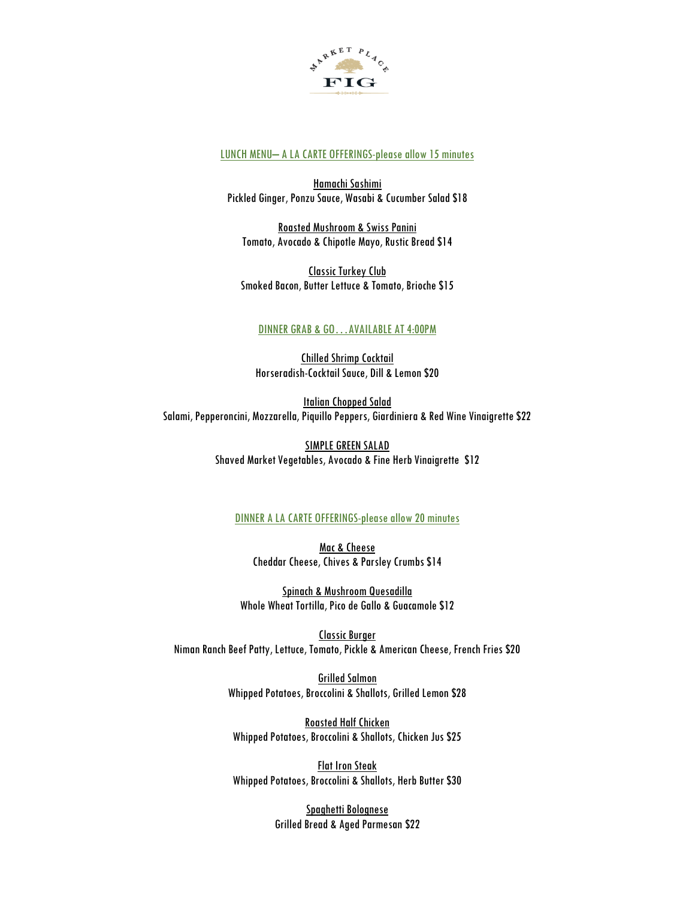MARKET PLACE

FIG

## LUNCH MENU– A LA CARTE OFFERINGS-please allow 15 minutes

**Hamachi Sashimi**
Pickled Ginger, Ponzu Sauce, Wasabi & Cucumber Salad $18

**Roasted Mushroom & Swiss Panini**
Tomato, Avocado & Chipotle Mayo, Rustic Bread $14

**Classic Turkey Club**
Smoked Bacon, Butter Lettuce & Tomato, Brioche $15

## DINNER GRAB & GO. . . AVAILABLE AT 4:00PM

**Chilled Shrimp Cocktail**
Horseradish-Cocktail Sauce, Dill & Lemon $20

**Italian Chopped Salad**
Salami, Pepperoncini, Mozzarella, Piquillo Peppers, Giardiniera & Red Wine Vinaigrette $22

**SIMPLE GREEN SALAD**
Shaved Market Vegetables, Avocado & Fine Herb Vinaigrette $12

## DINNER A LA CARTE OFFERINGS-please allow 20 minutes

**Mac & Cheese**
Cheddar Cheese, Chives & Parsley Crumbs $14

**Spinach & Mushroom Quesadilla**
Whole Wheat Tortilla, Pico de Gallo & Guacamole $12

**Classic Burger**
Niman Ranch Beef Patty, Lettuce, Tomato, Pickle & American Cheese, French Fries $20

**Grilled Salmon**
Whipped Potatoes, Broccolini & Shallots, Grilled Lemon $28

**Roasted Half Chicken**
Whipped Potatoes, Broccolini & Shallots, Chicken Jus $25

**Flat Iron Steak**
Whipped Potatoes, Broccolini & Shallots, Herb Butter $30

**Spaghetti Bolognese**
Grilled Bread & Aged Parmesan $22